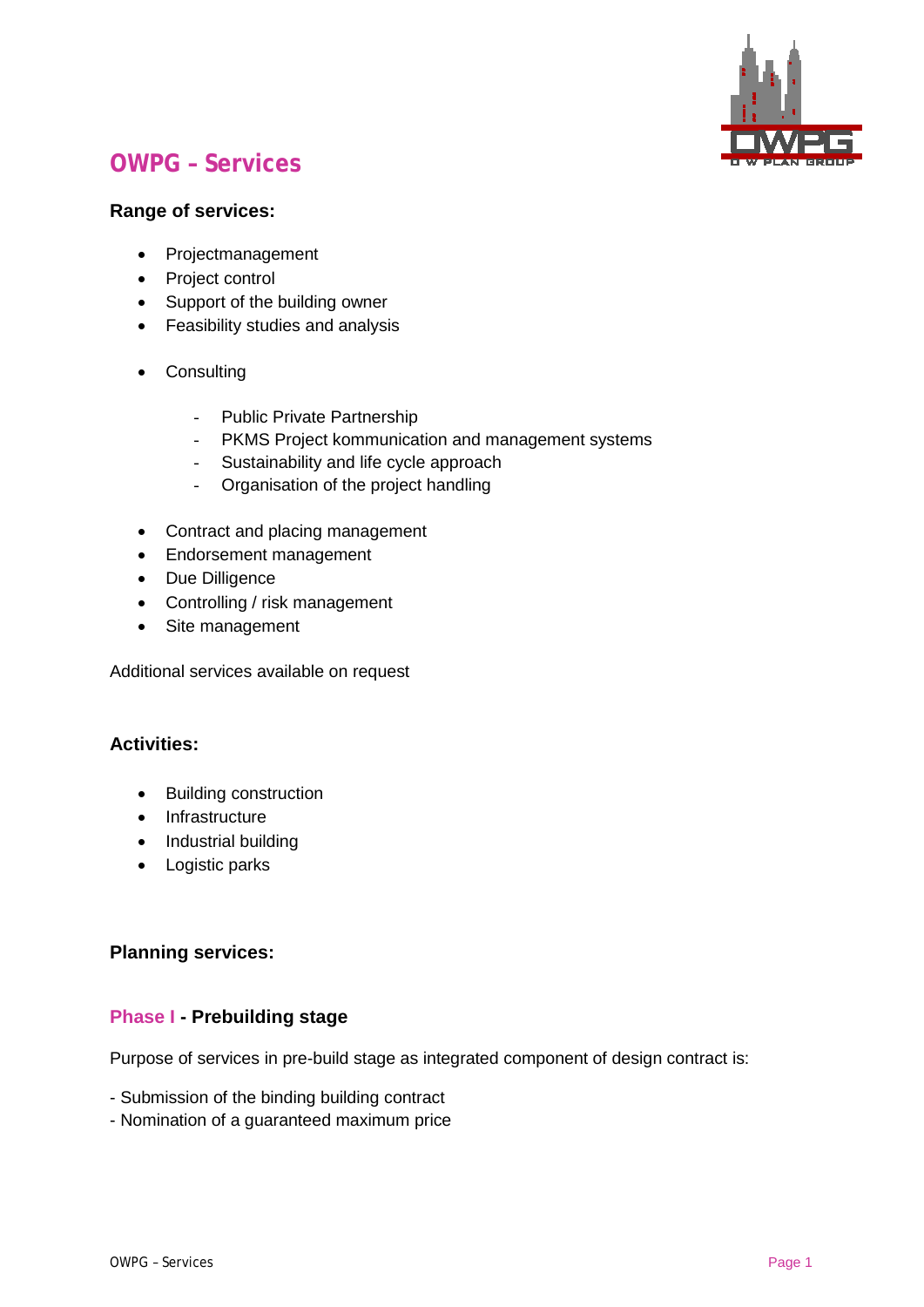# OWPG – Services

**Range of services:**

- Projectmanagement
- Project control
- Support of the building owner
- Feasibility studies and analysis

- Consulting

  - Public Private Partnership
  - PKMS Project kommunication and management systems
  - Sustainability and life cycle approach
  - Organisation of the project handling

- Contract and placing management
- Endorsement management
- Due Dilligence
- Controlling / risk management
- Site management

Additional services available on request

**Activities:**

- Building construction
- Infrastructure
- Industrial building
- Logistic parks

**Planning services:**

### Phase I - Prebuilding stage

Purpose of services in pre-build stage as integrated component of design contract is:

- Submission of the binding building contract
- Nomination of a guaranteed maximum price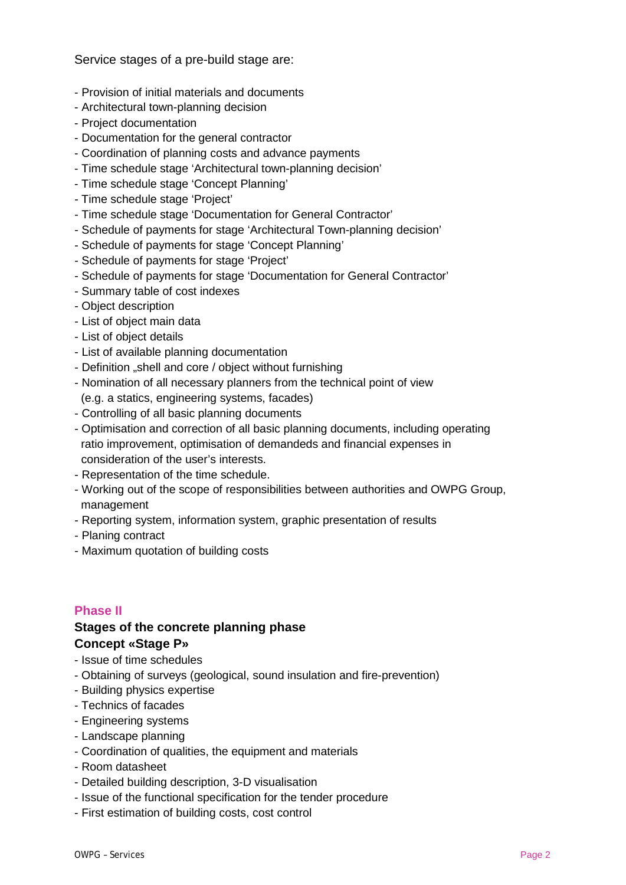Service stages of a pre-build stage are:

- Provision of initial materials and documents
- Architectural town-planning decision
- Project documentation
- Documentation for the general contractor
- Coordination of planning costs and advance payments
- Time schedule stage 'Architectural town-planning decision'
- Time schedule stage 'Concept Planning'
- Time schedule stage 'Project'
- Time schedule stage 'Documentation for General Contractor'
- Schedule of payments for stage 'Architectural Town-planning decision'
- Schedule of payments for stage 'Concept Planning'
- Schedule of payments for stage 'Project'
- Schedule of payments for stage 'Documentation for General Contractor'
- Summary table of cost indexes
- Object description
- List of object main data
- List of object details
- List of available planning documentation
- Definition „shell and core / object without furnishing
- Nomination of all necessary planners from the technical point of view (e.g. a statics, engineering systems, facades)
- Controlling of all basic planning documents
- Optimisation and correction of all basic planning documents, including operating ratio improvement, optimisation of demandeds and financial expenses in consideration of the user's interests.
- Representation of the time schedule.
- Working out of the scope of responsibilities between authorities and OWPG Group, management
- Reporting system, information system, graphic presentation of results
- Planing contract
- Maximum quotation of building costs

## Phase II

### Stages of the concrete planning phase

### Concept «Stage P»

- Issue of time schedules
- Obtaining of surveys (geological, sound insulation and fire-prevention)
- Building physics expertise
- Technics of facades
- Engineering systems
- Landscape planning
- Coordination of qualities, the equipment and materials
- Room datasheet
- Detailed building description, 3-D visualisation
- Issue of the functional specification for the tender procedure
- First estimation of building costs, cost control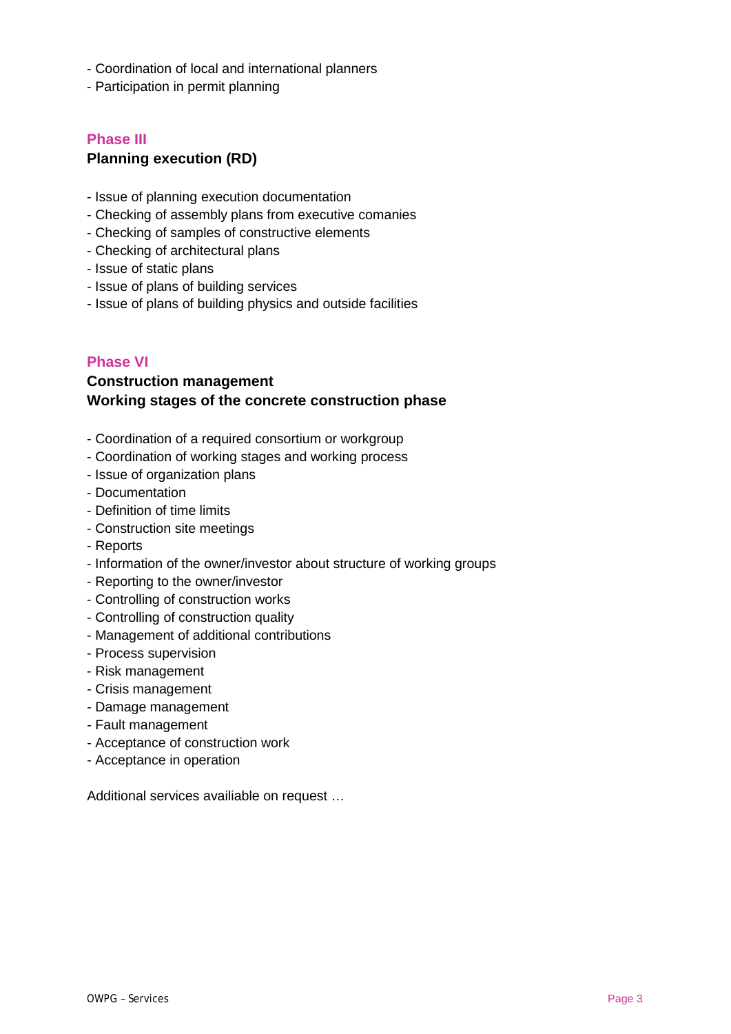- Coordination of local and international planners
- Participation in permit planning

## Phase III

### Planning execution (RD)

- Issue of planning execution documentation
- Checking of assembly plans from executive comanies
- Checking of samples of constructive elements
- Checking of architectural plans
- Issue of static plans
- Issue of plans of building services
- Issue of plans of building physics and outside facilities

## Phase VI

### Construction management
### Working stages of the concrete construction phase

- Coordination of a required consortium or workgroup
- Coordination of working stages and working process
- Issue of organization plans
- Documentation
- Definition of time limits
- Construction site meetings
- Reports
- Information of the owner/investor about structure of working groups
- Reporting to the owner/investor
- Controlling of construction works
- Controlling of construction quality
- Management of additional contributions
- Process supervision
- Risk management
- Crisis management
- Damage management
- Fault management
- Acceptance of construction work
- Acceptance in operation

Additional services availiable on request …